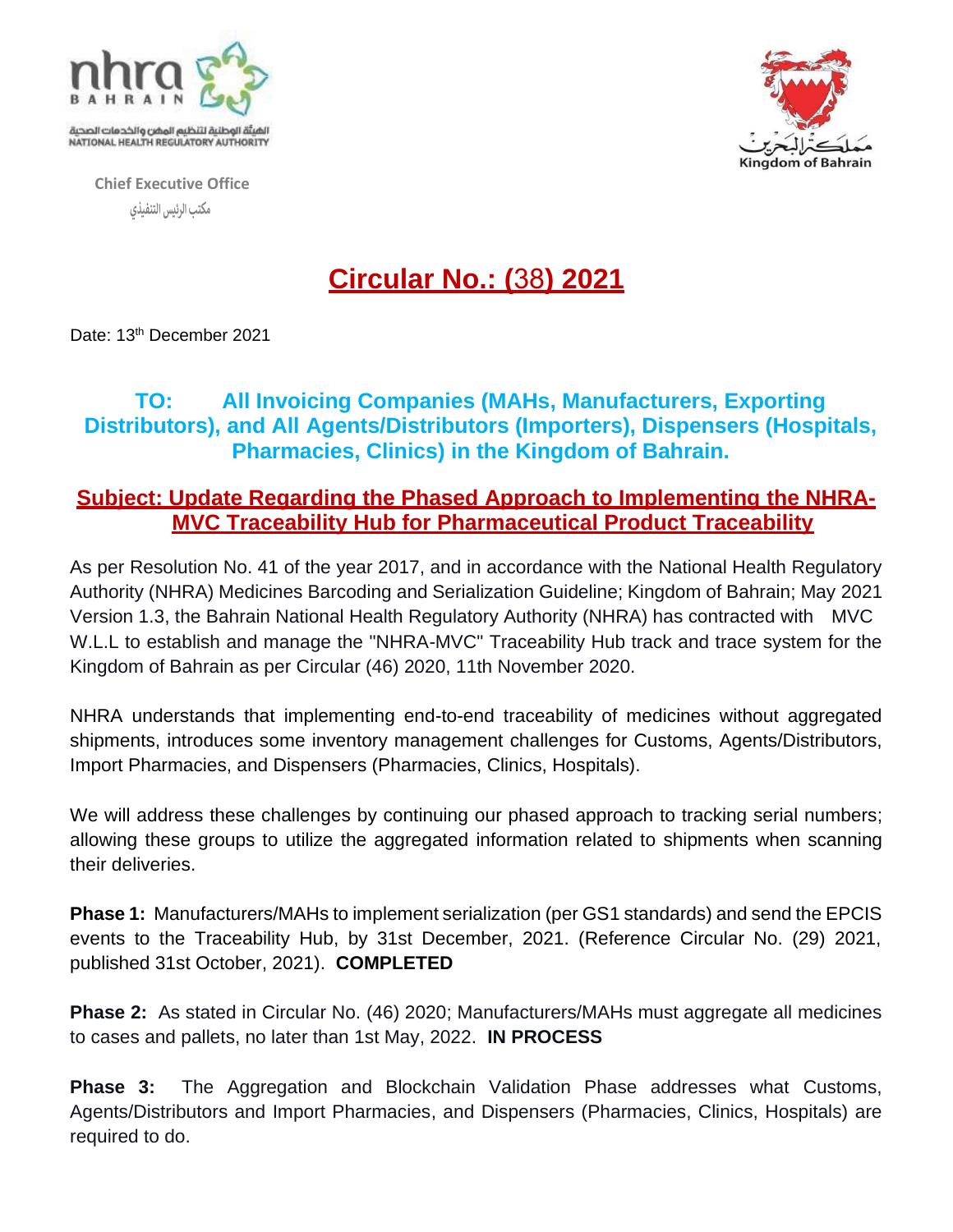nhra BAHRAIN

الهيئة الوطنية لتنظيم المهن والخدمات الصحية
NATIONAL HEALTH REGULATORY AUTHORITY

Chief Executive Office

مكتب الرئيس التنفيذي

مملكة البحرين
Kingdom of Bahrain

# Circular No.: (38) 2021

Date: 13th December 2021

### TO: All Invoicing Companies (MAHs, Manufacturers, Exporting Distributors), and All Agents/Distributors (Importers), Dispensers (Hospitals, Pharmacies, Clinics) in the Kingdom of Bahrain.

### Subject: Update Regarding the Phased Approach to Implementing the NHRA-MVC Traceability Hub for Pharmaceutical Product Traceability

As per Resolution No. 41 of the year 2017, and in accordance with the National Health Regulatory Authority (NHRA) Medicines Barcoding and Serialization Guideline; Kingdom of Bahrain; May 2021 Version 1.3, the Bahrain National Health Regulatory Authority (NHRA) has contracted with MVC W.L.L to establish and manage the "NHRA-MVC" Traceability Hub track and trace system for the Kingdom of Bahrain as per Circular (46) 2020, 11th November 2020.

NHRA understands that implementing end-to-end traceability of medicines without aggregated shipments, introduces some inventory management challenges for Customs, Agents/Distributors, Import Pharmacies, and Dispensers (Pharmacies, Clinics, Hospitals).

We will address these challenges by continuing our phased approach to tracking serial numbers; allowing these groups to utilize the aggregated information related to shipments when scanning their deliveries.

**Phase 1:** Manufacturers/MAHs to implement serialization (per GS1 standards) and send the EPCIS events to the Traceability Hub, by 31st December, 2021. (Reference Circular No. (29) 2021, published 31st October, 2021). **COMPLETED**

**Phase 2:** As stated in Circular No. (46) 2020; Manufacturers/MAHs must aggregate all medicines to cases and pallets, no later than 1st May, 2022. **IN PROCESS**

**Phase 3:** The Aggregation and Blockchain Validation Phase addresses what Customs, Agents/Distributors and Import Pharmacies, and Dispensers (Pharmacies, Clinics, Hospitals) are required to do.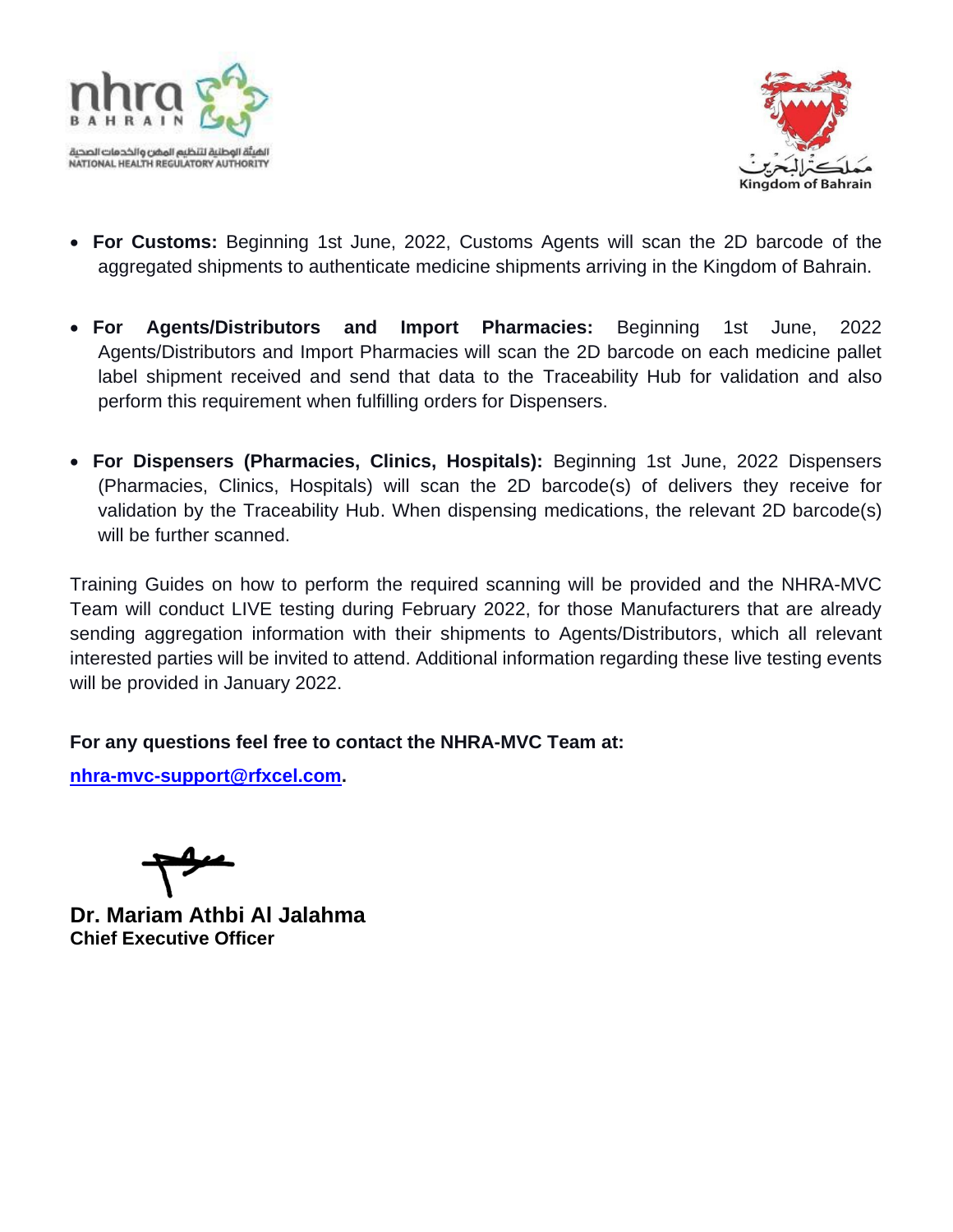- **For Customs:** Beginning 1st June, 2022, Customs Agents will scan the 2D barcode of the aggregated shipments to authenticate medicine shipments arriving in the Kingdom of Bahrain.

- **For Agents/Distributors and Import Pharmacies:** Beginning 1st June, 2022 Agents/Distributors and Import Pharmacies will scan the 2D barcode on each medicine pallet label shipment received and send that data to the Traceability Hub for validation and also perform this requirement when fulfilling orders for Dispensers.

- **For Dispensers (Pharmacies, Clinics, Hospitals):** Beginning 1st June, 2022 Dispensers (Pharmacies, Clinics, Hospitals) will scan the 2D barcode(s) of delivers they receive for validation by the Traceability Hub. When dispensing medications, the relevant 2D barcode(s) will be further scanned.

Training Guides on how to perform the required scanning will be provided and the NHRA-MVC Team will conduct LIVE testing during February 2022, for those Manufacturers that are already sending aggregation information with their shipments to Agents/Distributors, which all relevant interested parties will be invited to attend. Additional information regarding these live testing events will be provided in January 2022.

**For any questions feel free to contact the NHRA-MVC Team at:**

**nhra-mvc-support@rfxcel.com.**

**Dr. Mariam Athbi Al Jalahma**
**Chief Executive Officer**